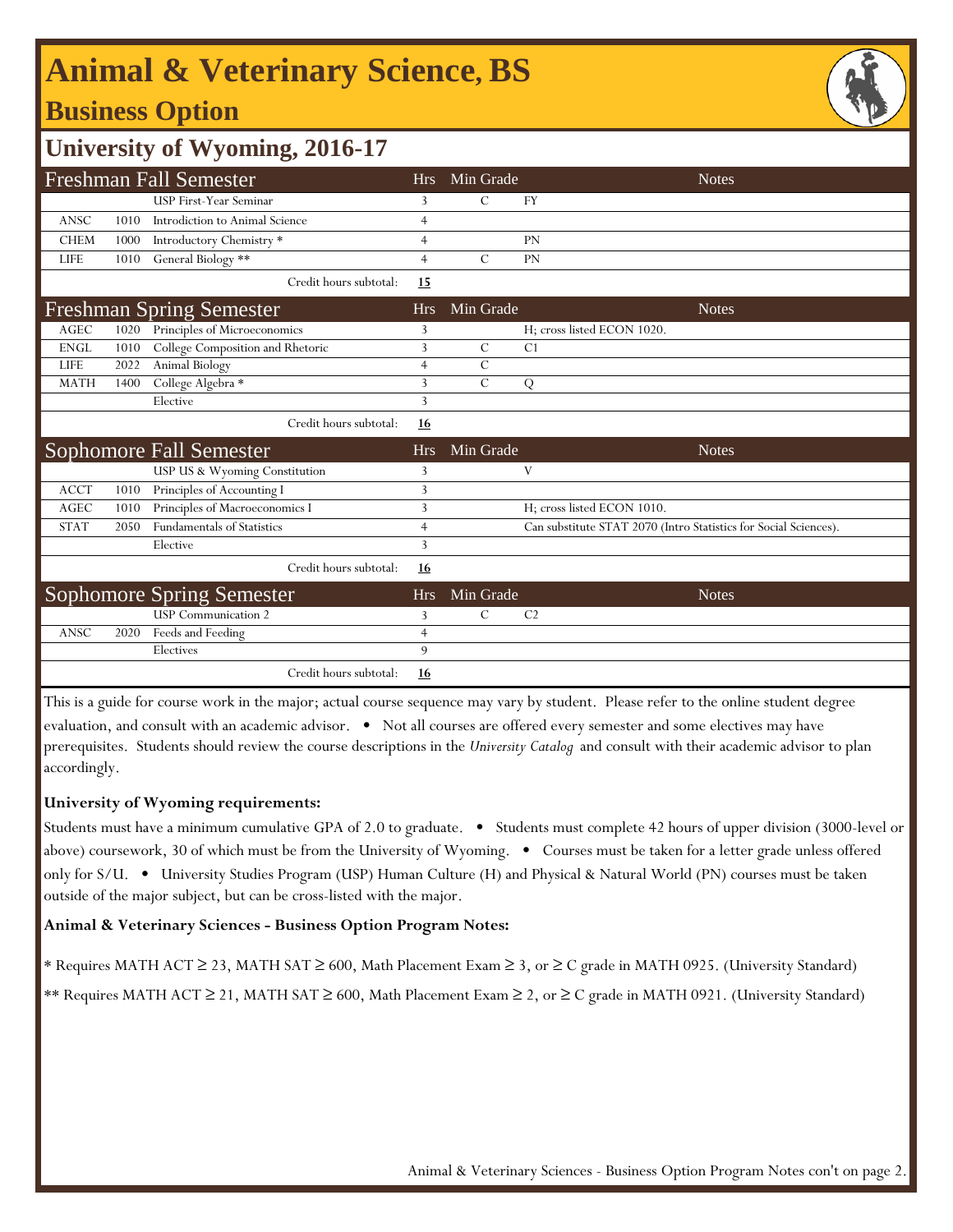# Animal & Veterinary Science, BS

## Business Option

## University of Wyoming, 2016-17

### Freshman Fall Semester

| | | | Hrs | Min Grade | Notes |
|---|---|---|---|---|---|
| | | USP First-Year Seminar | 3 | C | FY |
| ANSC | 1010 | Introdiction to Animal Science | 4 | | |
| CHEM | 1000 | Introductory Chemistry * | 4 | | PN |
| LIFE | 1010 | General Biology ** | 4 | C | PN |
| | | Credit hours subtotal: | **15** | | |

### Freshman Spring Semester

| | | | Hrs | Min Grade | Notes |
|---|---|---|---|---|---|
| AGEC | 1020 | Principles of Microeconomics | 3 | | H; cross listed ECON 1020. |
| ENGL | 1010 | College Composition and Rhetoric | 3 | C | C1 |
| LIFE | 2022 | Animal Biology | 4 | C | |
| MATH | 1400 | College Algebra * | 3 | C | Q |
| | | Elective | 3 | | |
| | | Credit hours subtotal: | **16** | | |

### Sophomore Fall Semester

| | | | Hrs | Min Grade | Notes |
|---|---|---|---|---|---|
| | | USP US & Wyoming Constitution | 3 | | V |
| ACCT | 1010 | Principles of Accounting I | 3 | | |
| AGEC | 1010 | Principles of Macroeconomics I | 3 | | H; cross listed ECON 1010. |
| STAT | 2050 | Fundamentals of Statistics | 4 | | Can substitute STAT 2070 (Intro Statistics for Social Sciences). |
| | | Elective | 3 | | |
| | | Credit hours subtotal: | **16** | | |

### Sophomore Spring Semester

| | | | Hrs | Min Grade | Notes |
|---|---|---|---|---|---|
| | | USP Communication 2 | 3 | C | C2 |
| ANSC | 2020 | Feeds and Feeding | 4 | | |
| | | Electives | 9 | | |
| | | Credit hours subtotal: | **16** | | |

This is a guide for course work in the major; actual course sequence may vary by student. Please refer to the online student degree evaluation, and consult with an academic advisor. • Not all courses are offered every semester and some electives may have prerequisites. Students should review the course descriptions in the *University Catalog* and consult with their academic advisor to plan accordingly.

**University of Wyoming requirements:**

Students must have a minimum cumulative GPA of 2.0 to graduate. • Students must complete 42 hours of upper division (3000-level or above) coursework, 30 of which must be from the University of Wyoming. • Courses must be taken for a letter grade unless offered only for S/U. • University Studies Program (USP) Human Culture (H) and Physical & Natural World (PN) courses must be taken outside of the major subject, but can be cross-listed with the major.

**Animal & Veterinary Sciences - Business Option Program Notes:**

* Requires MATH ACT ≥ 23, MATH SAT ≥ 600, Math Placement Exam ≥ 3, or ≥ C grade in MATH 0925. (University Standard)

** Requires MATH ACT ≥ 21, MATH SAT ≥ 600, Math Placement Exam ≥ 2, or ≥ C grade in MATH 0921. (University Standard)

Animal & Veterinary Sciences - Business Option Program Notes con't on page 2.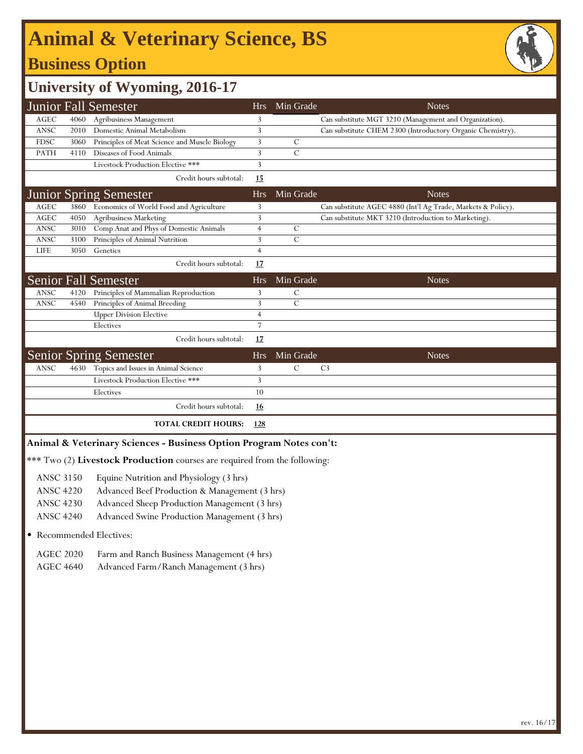# Animal & Veterinary Science, BS

## Business Option

## University of Wyoming, 2016-17

| Junior Fall Semester | | | Hrs | Min Grade | Notes |
|---|---|---|---|---|---|
| AGEC | 4060 | Agribusiness Management | 3 | | Can substitute MGT 3210 (Management and Organization). |
| ANSC | 2010 | Domestic Animal Metabolism | 3 | | Can substitute CHEM 2300 (Introductory Organic Chemistry). |
| FDSC | 3060 | Principles of Meat Science and Muscle Biology | 3 | C | |
| PATH | 4110 | Diseases of Food Animals | 3 | C | |
| | | Livestock Production Elective *** | 3 | | |
| | | Credit hours subtotal: | **15** | | |

| Junior Spring Semester | | | Hrs | Min Grade | Notes |
|---|---|---|---|---|---|
| AGEC | 3860 | Economics of World Food and Agriculture | 3 | | Can substitute AGEC 4880 (Int'l Ag Trade, Markets & Policy). |
| AGEC | 4050 | Agribusiness Marketing | 3 | | Can substitute MKT 3210 (Introduction to Marketing). |
| ANSC | 3010 | Comp Anat and Phys of Domestic Animals | 4 | C | |
| ANSC | 3100 | Principles of Animal Nutrition | 3 | C | |
| LIFE | 3050 | Genetics | 4 | | |
| | | Credit hours subtotal: | **17** | | |

| Senior Fall Semester | | | Hrs | Min Grade | Notes |
|---|---|---|---|---|---|
| ANSC | 4120 | Principles of Mammalian Reproduction | 3 | C | |
| ANSC | 4540 | Principles of Animal Breeding | 3 | C | |
| | | Upper Division Elective | 4 | | |
| | | Electives | 7 | | |
| | | Credit hours subtotal: | **17** | | |

| Senior Spring Semester | | | Hrs | Min Grade | Notes |
|---|---|---|---|---|---|
| ANSC | 4630 | Topics and Issues in Animal Science | 3 | C | C3 |
| | | Livestock Production Elective *** | 3 | | |
| | | Electives | 10 | | |
| | | Credit hours subtotal: | **16** | | |
| | | **TOTAL CREDIT HOURS:** | **128** | | |

**Animal & Veterinary Sciences - Business Option Program Notes con't:**

*** Two (2) **Livestock Production** courses are required from the following:

- ANSC 3150 Equine Nutrition and Physiology (3 hrs)
- ANSC 4220 Advanced Beef Production & Management (3 hrs)
- ANSC 4230 Advanced Sheep Production Management (3 hrs)
- ANSC 4240 Advanced Swine Production Management (3 hrs)

- Recommended Electives:

  - AGEC 2020 Farm and Ranch Business Management (4 hrs)
  - AGEC 4640 Advanced Farm/Ranch Management (3 hrs)

rev. 16/17